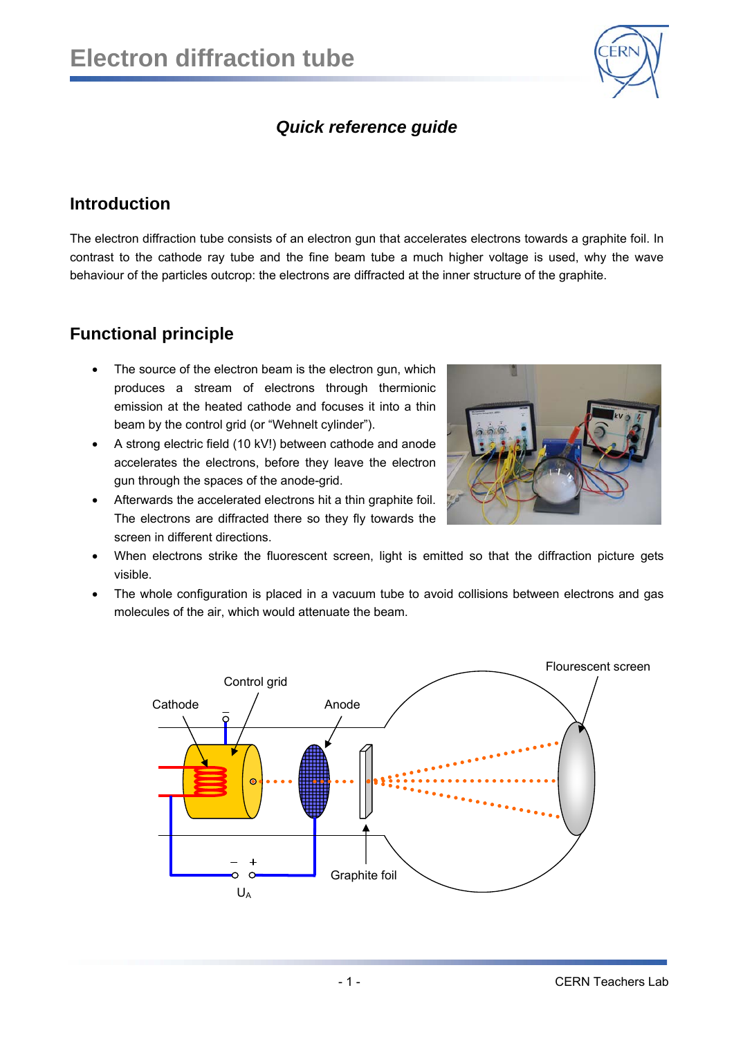# Electron diffraction tube

***Quick reference guide***

## Introduction

The electron diffraction tube consists of an electron gun that accelerates electrons towards a graphite foil. In contrast to the cathode ray tube and the fine beam tube a much higher voltage is used, why the wave behaviour of the particles outcrop: the electrons are diffracted at the inner structure of the graphite.

## Functional principle

- The source of the electron beam is the electron gun, which produces a stream of electrons through thermionic emission at the heated cathode and focuses it into a thin beam by the control grid (or "Wehnelt cylinder").
- A strong electric field (10 kV!) between cathode and anode accelerates the electrons, before they leave the electron gun through the spaces of the anode-grid.
- Afterwards the accelerated electrons hit a thin graphite foil. The electrons are diffracted there so they fly towards the screen in different directions.
- When electrons strike the fluorescent screen, light is emitted so that the diffraction picture gets visible.
- The whole configuration is placed in a vacuum tube to avoid collisions between electrons and gas molecules of the air, which would attenuate the beam.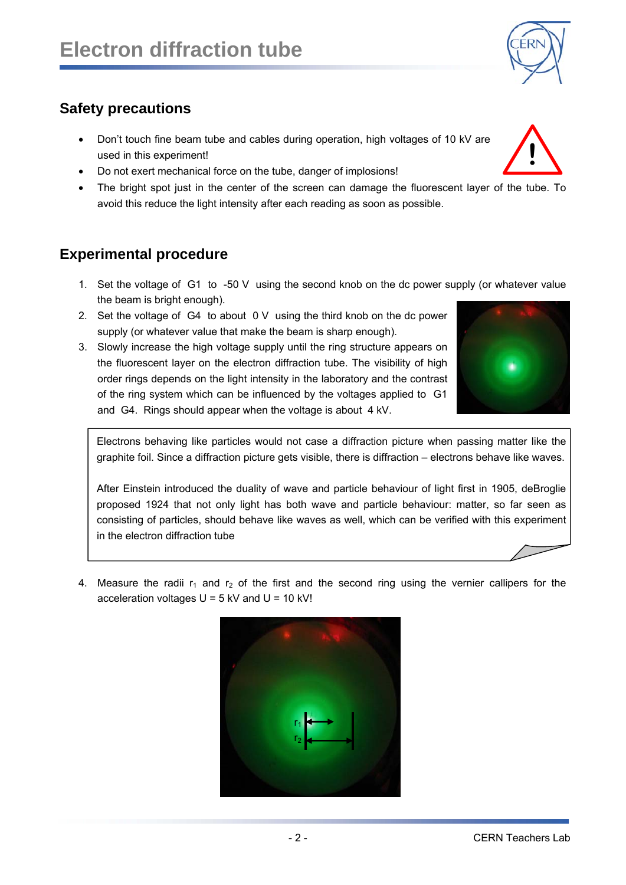## Safety precautions

- Don't touch fine beam tube and cables during operation, high voltages of 10 kV are used in this experiment!
- Do not exert mechanical force on the tube, danger of implosions!
- The bright spot just in the center of the screen can damage the fluorescent layer of the tube. To avoid this reduce the light intensity after each reading as soon as possible.

## Experimental procedure

1. Set the voltage of G1 to -50 V using the second knob on the dc power supply (or whatever value the beam is bright enough).
2. Set the voltage of G4 to about 0 V using the third knob on the dc power supply (or whatever value that make the beam is sharp enough).
3. Slowly increase the high voltage supply until the ring structure appears on the fluorescent layer on the electron diffraction tube. The visibility of high order rings depends on the light intensity in the laboratory and the contrast of the ring system which can be influenced by the voltages applied to G1 and G4. Rings should appear when the voltage is about 4 kV.

> Electrons behaving like particles would not case a diffraction picture when passing matter like the graphite foil. Since a diffraction picture gets visible, there is diffraction – electrons behave like waves.
>
> After Einstein introduced the duality of wave and particle behaviour of light first in 1905, deBroglie proposed 1924 that not only light has both wave and particle behaviour: matter, so far seen as consisting of particles, should behave like waves as well, which can be verified with this experiment in the electron diffraction tube

4. Measure the radii $r_1$ and $r_2$ of the first and the second ring using the vernier callipers for the acceleration voltages U = 5 kV and U = 10 kV!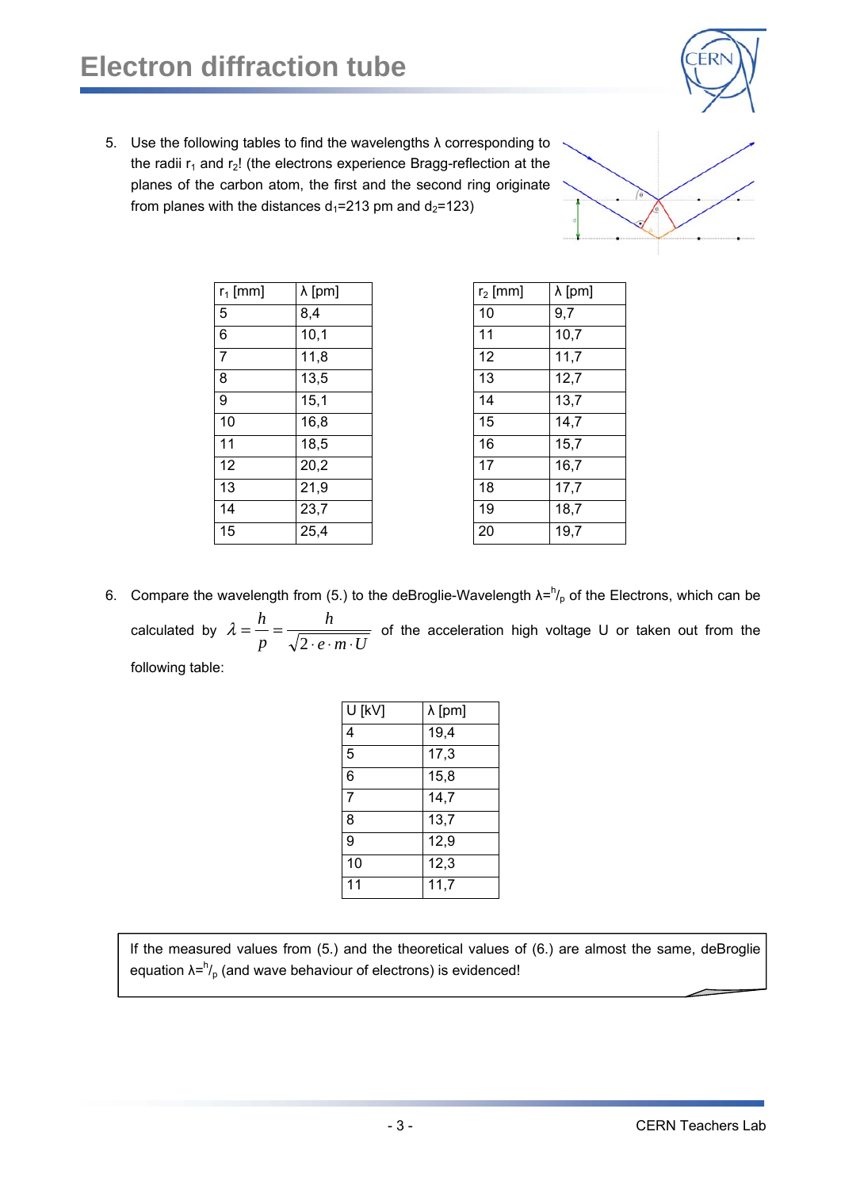# Electron diffraction tube

5. Use the following tables to find the wavelengths λ corresponding to the radii $r_1$ and $r_2$! (the electrons experience Bragg-reflection at the planes of the carbon atom, the first and the second ring originate from planes with the distances $d_1$=213 pm and $d_2$=123)

| $r_1$ [mm] | λ [pm] |
|---|---|
| 5 | 8,4 |
| 6 | 10,1 |
| 7 | 11,8 |
| 8 | 13,5 |
| 9 | 15,1 |
| 10 | 16,8 |
| 11 | 18,5 |
| 12 | 20,2 |
| 13 | 21,9 |
| 14 | 23,7 |
| 15 | 25,4 |

| $r_2$ [mm] | λ [pm] |
|---|---|
| 10 | 9,7 |
| 11 | 10,7 |
| 12 | 11,7 |
| 13 | 12,7 |
| 14 | 13,7 |
| 15 | 14,7 |
| 16 | 15,7 |
| 17 | 16,7 |
| 18 | 17,7 |
| 19 | 18,7 |
| 20 | 19,7 |

6. Compare the wavelength from (5.) to the deBroglie-Wavelength $\lambda = h/p$ of the Electrons, which can be calculated by $\lambda = \frac{h}{p} = \frac{h}{\sqrt{2 \cdot e \cdot m \cdot U}}$ of the acceleration high voltage U or taken out from the following table:

| U [kV] | λ [pm] |
|---|---|
| 4 | 19,4 |
| 5 | 17,3 |
| 6 | 15,8 |
| 7 | 14,7 |
| 8 | 13,7 |
| 9 | 12,9 |
| 10 | 12,3 |
| 11 | 11,7 |

If the measured values from (5.) and the theoretical values of (6.) are almost the same, deBroglie equation $\lambda = h/p$ (and wave behaviour of electrons) is evidenced!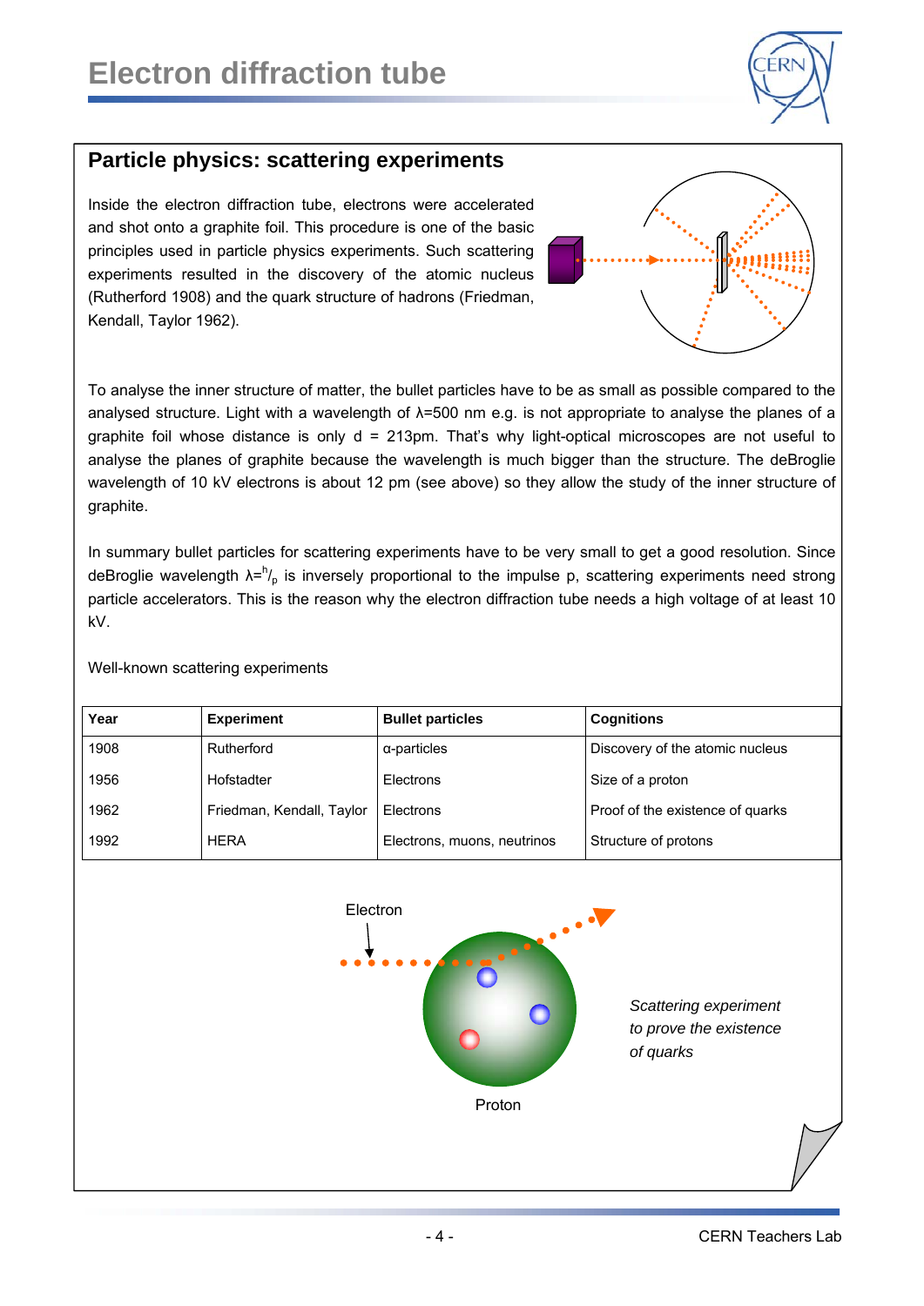# Electron diffraction tube

## Particle physics: scattering experiments

Inside the electron diffraction tube, electrons were accelerated and shot onto a graphite foil. This procedure is one of the basic principles used in particle physics experiments. Such scattering experiments resulted in the discovery of the atomic nucleus (Rutherford 1908) and the quark structure of hadrons (Friedman, Kendall, Taylor 1962).

To analyse the inner structure of matter, the bullet particles have to be as small as possible compared to the analysed structure. Light with a wavelength of $\lambda$=500 nm e.g. is not appropriate to analyse the planes of a graphite foil whose distance is only d = 213pm. That's why light-optical microscopes are not useful to analyse the planes of graphite because the wavelength is much bigger than the structure. The deBroglie wavelength of 10 kV electrons is about 12 pm (see above) so they allow the study of the inner structure of graphite.

In summary bullet particles for scattering experiments have to be very small to get a good resolution. Since deBroglie wavelength $\lambda = {}^{h}/_{p}$ is inversely proportional to the impulse p, scattering experiments need strong particle accelerators. This is the reason why the electron diffraction tube needs a high voltage of at least 10 kV.

Well-known scattering experiments

| Year | Experiment | Bullet particles | Cognitions |
|---|---|---|---|
| 1908 | Rutherford | α-particles | Discovery of the atomic nucleus |
| 1956 | Hofstadter | Electrons | Size of a proton |
| 1962 | Friedman, Kendall, Taylor | Electrons | Proof of the existence of quarks |
| 1992 | HERA | Electrons, muons, neutrinos | Structure of protons |

Electron

Proton

*Scattering experiment to prove the existence of quarks*